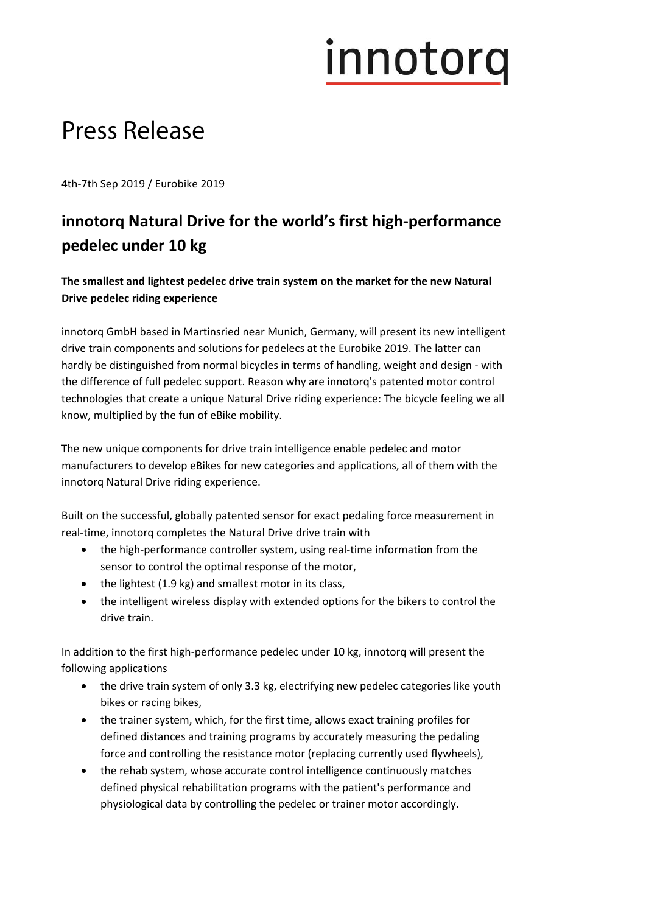innotorq

# Press Release

4th-7th Sep 2019 / Eurobike 2019

## innotorq Natural Drive for the world's first high-performance pedelec under 10 kg

**The smallest and lightest pedelec drive train system on the market for the new Natural Drive pedelec riding experience**

innotorq GmbH based in Martinsried near Munich, Germany, will present its new intelligent drive train components and solutions for pedelecs at the Eurobike 2019. The latter can hardly be distinguished from normal bicycles in terms of handling, weight and design - with the difference of full pedelec support. Reason why are innotorq's patented motor control technologies that create a unique Natural Drive riding experience: The bicycle feeling we all know, multiplied by the fun of eBike mobility.

The new unique components for drive train intelligence enable pedelec and motor manufacturers to develop eBikes for new categories and applications, all of them with the innotorq Natural Drive riding experience.

Built on the successful, globally patented sensor for exact pedaling force measurement in real-time, innotorq completes the Natural Drive drive train with

- the high-performance controller system, using real-time information from the sensor to control the optimal response of the motor,
- the lightest (1.9 kg) and smallest motor in its class,
- the intelligent wireless display with extended options for the bikers to control the drive train.

In addition to the first high-performance pedelec under 10 kg, innotorq will present the following applications

- the drive train system of only 3.3 kg, electrifying new pedelec categories like youth bikes or racing bikes,
- the trainer system, which, for the first time, allows exact training profiles for defined distances and training programs by accurately measuring the pedaling force and controlling the resistance motor (replacing currently used flywheels),
- the rehab system, whose accurate control intelligence continuously matches defined physical rehabilitation programs with the patient's performance and physiological data by controlling the pedelec or trainer motor accordingly.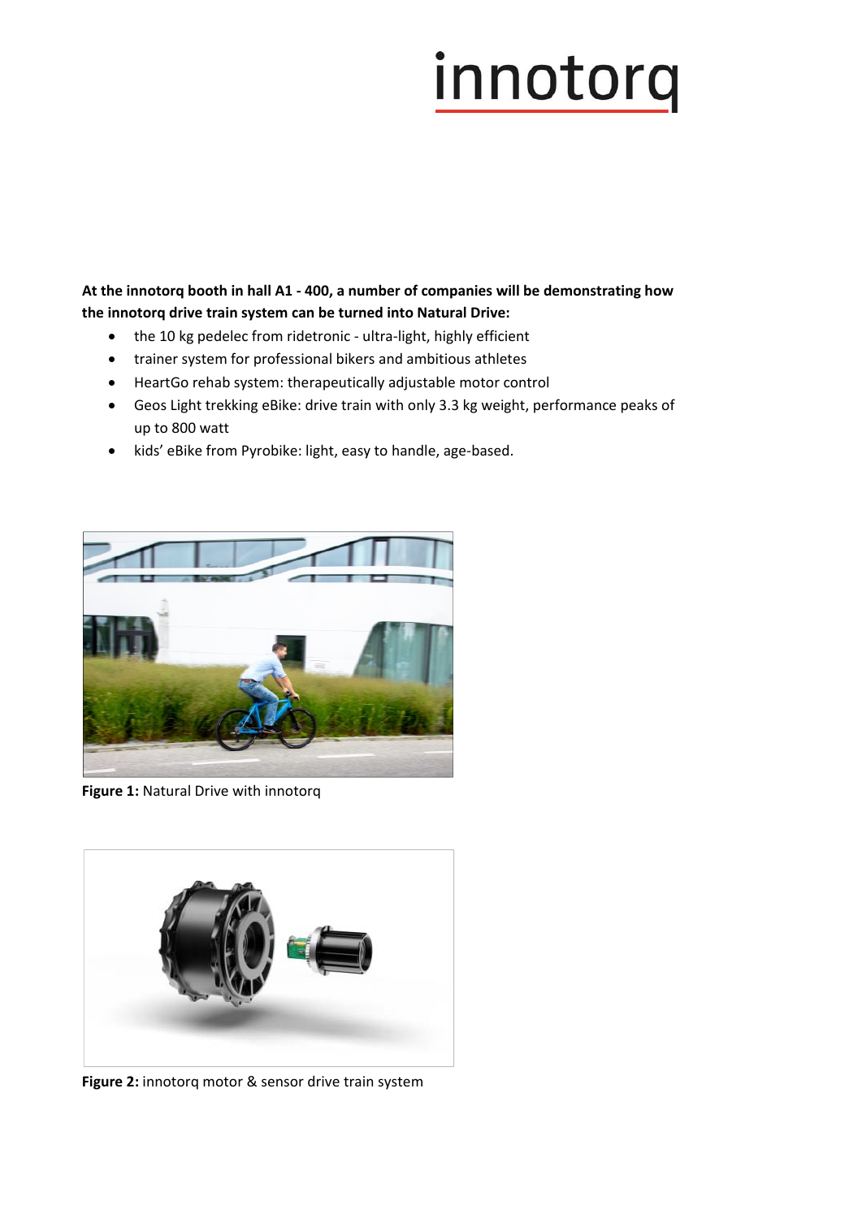**At the innotorq booth in hall A1 - 400, a number of companies will be demonstrating how the innotorq drive train system can be turned into Natural Drive:**

- the 10 kg pedelec from ridetronic - ultra-light, highly efficient
- trainer system for professional bikers and ambitious athletes
- HeartGo rehab system: therapeutically adjustable motor control
- Geos Light trekking eBike: drive train with only 3.3 kg weight, performance peaks of up to 800 watt
- kids' eBike from Pyrobike: light, easy to handle, age-based.

**Figure 1:** Natural Drive with innotorq

**Figure 2:** innotorq motor & sensor drive train system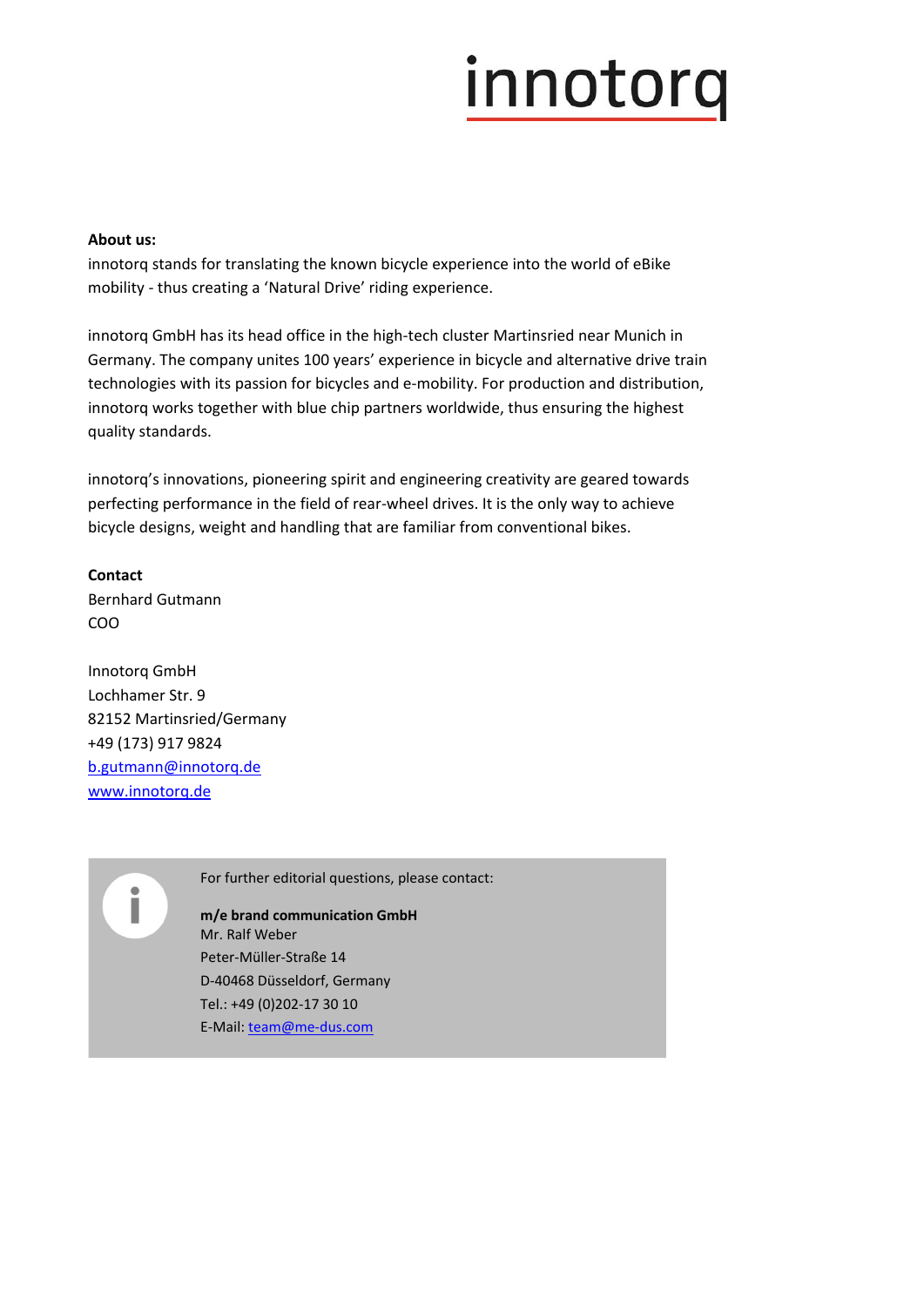innotorq

**About us:**

innotorq stands for translating the known bicycle experience into the world of eBike mobility - thus creating a 'Natural Drive' riding experience.

innotorq GmbH has its head office in the high-tech cluster Martinsried near Munich in Germany. The company unites 100 years' experience in bicycle and alternative drive train technologies with its passion for bicycles and e-mobility. For production and distribution, innotorq works together with blue chip partners worldwide, thus ensuring the highest quality standards.

innotorq's innovations, pioneering spirit and engineering creativity are geared towards perfecting performance in the field of rear-wheel drives. It is the only way to achieve bicycle designs, weight and handling that are familiar from conventional bikes.

**Contact**

Bernhard Gutmann
COO

Innotorq GmbH
Lochhamer Str. 9
82152 Martinsried/Germany
+49 (173) 917 9824
b.gutmann@innotorq.de
www.innotorq.de

For further editorial questions, please contact:

**m/e brand communication GmbH**
Mr. Ralf Weber
Peter-Müller-Straße 14
D-40468 Düsseldorf, Germany
Tel.: +49 (0)202-17 30 10
E-Mail: team@me-dus.com